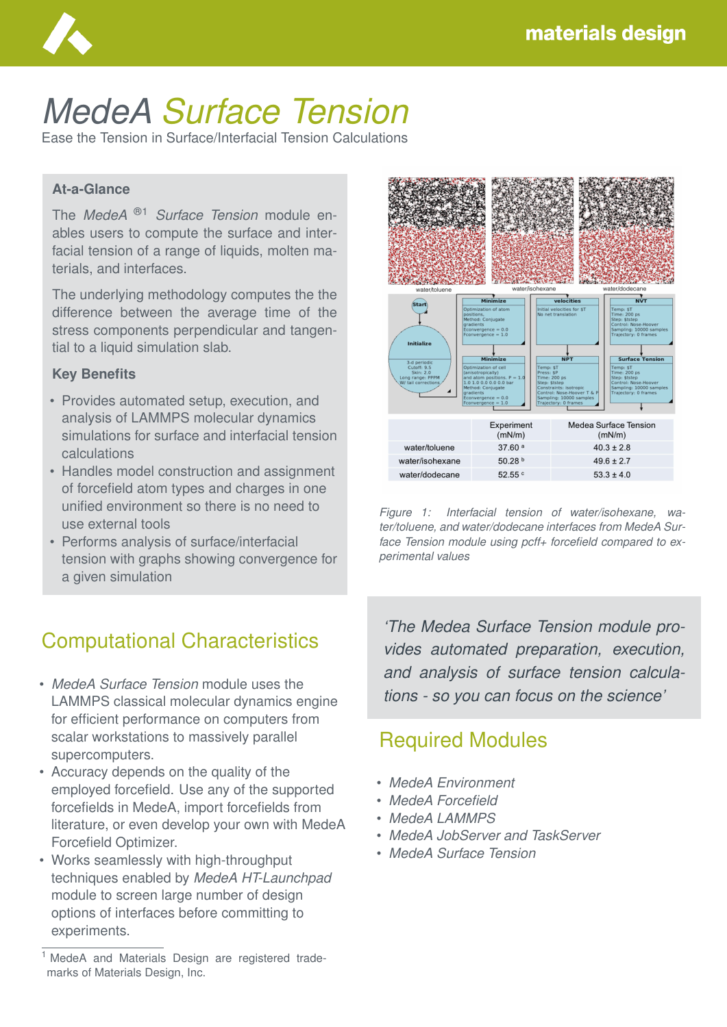# MedeA Surface Tension

Ease the Tension in Surface/Interfacial Tension Calculations

### At-a-Glance

The *MedeA* ®[1] *Surface Tension* module enables users to compute the surface and interfacial tension of a range of liquids, molten materials, and interfaces.

The underlying methodology computes the the difference between the average time of the stress components perpendicular and tangential to a liquid simulation slab.

### Key Benefits

- Provides automated setup, execution, and analysis of LAMMPS molecular dynamics simulations for surface and interfacial tension calculations
- Handles model construction and assignment of forcefield atom types and charges in one unified environment so there is no need to use external tools
- Performs analysis of surface/interfacial tension with graphs showing convergence for a given simulation

|  | Experiment (mN/m) | Medea Surface Tension (mN/m) |
|---|---|---|
| water/toluene | 37.60 [a] | 40.3 ± 2.8 |
| water/isohexane | 50.28 [b] | 49.6 ± 2.7 |
| water/dodecane | 52.55 [c] | 53.3 ± 4.0 |

*Figure 1: Interfacial tension of water/isohexane, water/toluene, and water/dodecane interfaces from MedeA Surface Tension module using pcff+ forcefield compared to experimental values*

## Computational Characteristics

- *MedeA Surface Tension* module uses the LAMMPS classical molecular dynamics engine for efficient performance on computers from scalar workstations to massively parallel supercomputers.
- Accuracy depends on the quality of the employed forcefield. Use any of the supported forcefields in MedeA, import forcefields from literature, or even develop your own with MedeA Forcefield Optimizer.
- Works seamlessly with high-throughput techniques enabled by *MedeA HT-Launchpad* module to screen large number of design options of interfaces before committing to experiments.

*'The Medea Surface Tension module provides automated preparation, execution, and analysis of surface tension calculations - so you can focus on the science'*

## Required Modules

- *MedeA Environment*
- *MedeA Forcefield*
- *MedeA LAMMPS*
- *MedeA JobServer and TaskServer*
- *MedeA Surface Tension*

[1] MedeA and Materials Design are registered trademarks of Materials Design, Inc.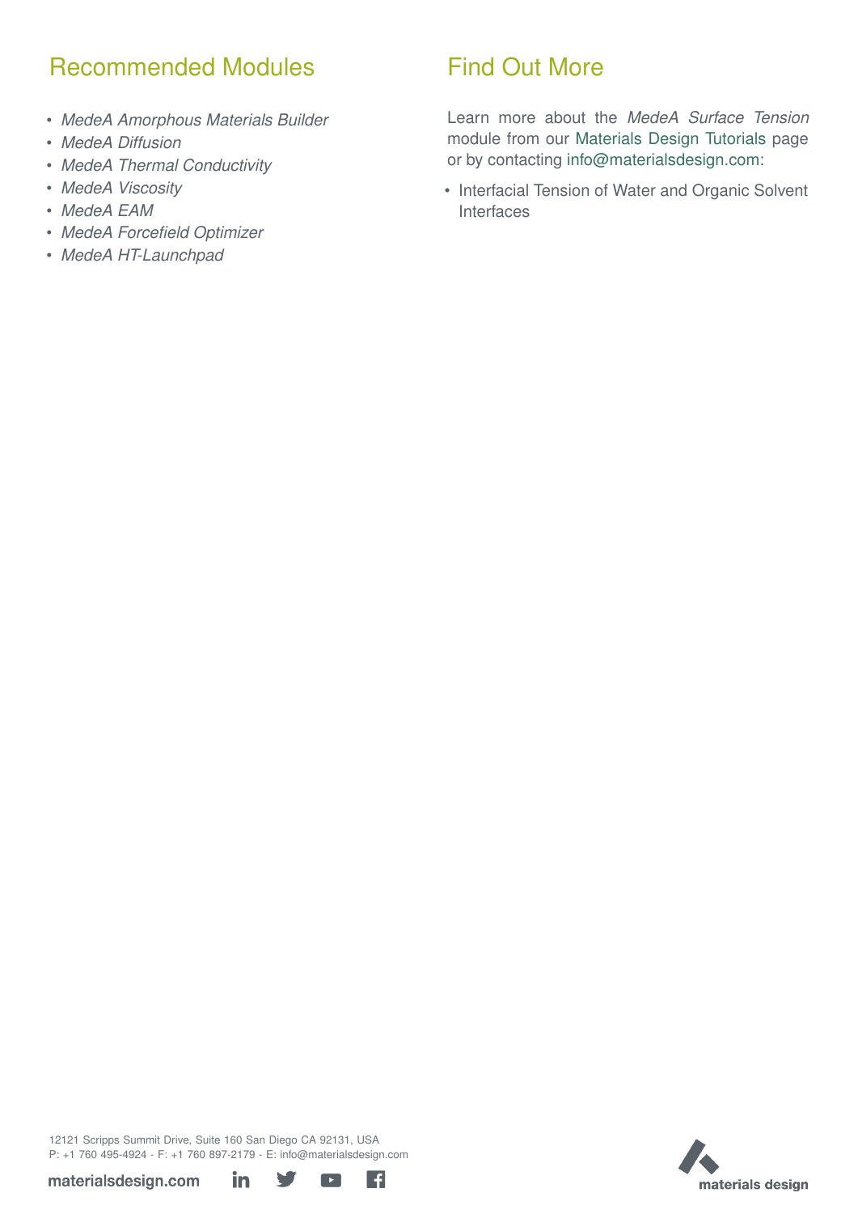## Recommended Modules

- *MedeA Amorphous Materials Builder*
- *MedeA Diffusion*
- *MedeA Thermal Conductivity*
- *MedeA Viscosity*
- *MedeA EAM*
- *MedeA Forcefield Optimizer*
- *MedeA HT-Launchpad*

## Find Out More

Learn more about the *MedeA Surface Tension* module from our Materials Design Tutorials page or by contacting info@materialsdesign.com:

- Interfacial Tension of Water and Organic Solvent Interfaces

12121 Scripps Summit Drive, Suite 160 San Diego CA 92131, USA
P: +1 760 495-4924 - F: +1 760 897-2179 - E: info@materialsdesign.com

materialsdesign.com

materials design